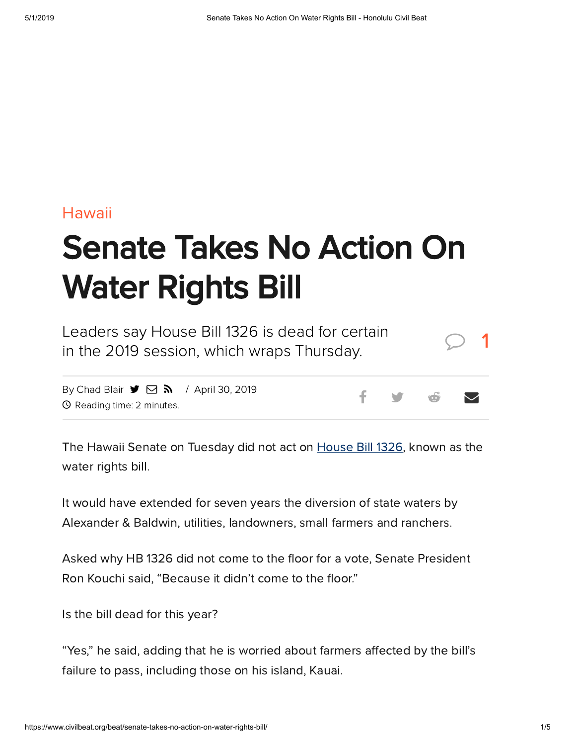Hawaii

# Senate Takes No Action On Water Rights Bill

Leaders say House Bill 1326 is dead for certain in the 2019 session, which wraps Thursday.

By Chad Blair / April 30, 2019

Reading time: 2 minutes.

The Hawaii Senate on Tuesday did not act on House Bill 1326, known as the water rights bill.

It would have extended for seven years the diversion of state waters by Alexander & Baldwin, utilities, landowners, small farmers and ranchers.

Asked why HB 1326 did not come to the floor for a vote, Senate President Ron Kouchi said, "Because it didn't come to the floor."

Is the bill dead for this year?

"Yes," he said, adding that he is worried about farmers affected by the bill's failure to pass, including those on his island, Kauai.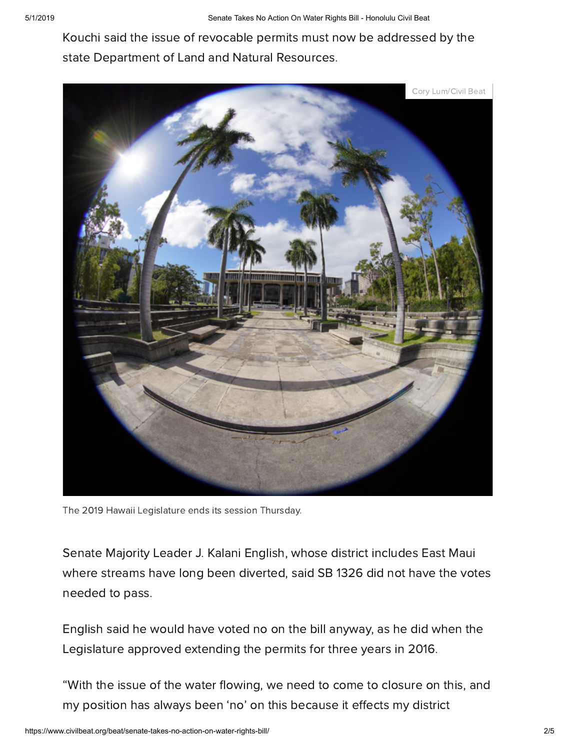Kouchi said the issue of revocable permits must now be addressed by the state Department of Land and Natural Resources.

Cory Lum/Civil Beat

The 2019 Hawaii Legislature ends its session Thursday.

Senate Majority Leader J. Kalani English, whose district includes East Maui where streams have long been diverted, said SB 1326 did not have the votes needed to pass.

English said he would have voted no on the bill anyway, as he did when the Legislature approved extending the permits for three years in 2016.

"With the issue of the water flowing, we need to come to closure on this, and my position has always been 'no' on this because it effects my district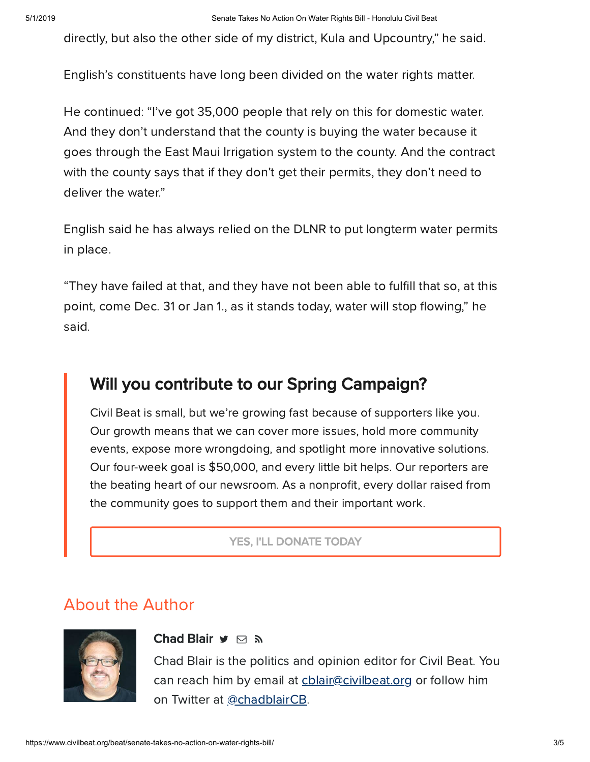directly, but also the other side of my district, Kula and Upcountry," he said.

English's constituents have long been divided on the water rights matter.

He continued: "I've got 35,000 people that rely on this for domestic water. And they don't understand that the county is buying the water because it goes through the East Maui Irrigation system to the county. And the contract with the county says that if they don't get their permits, they don't need to deliver the water."

English said he has always relied on the DLNR to put longterm water permits in place.

"They have failed at that, and they have not been able to fulfill that so, at this point, come Dec. 31 or Jan 1., as it stands today, water will stop flowing," he said.

## Will you contribute to our Spring Campaign?

Civil Beat is small, but we're growing fast because of supporters like you. Our growth means that we can cover more issues, hold more community events, expose more wrongdoing, and spotlight more innovative solutions. Our four-week goal is $50,000, and every little bit helps. Our reporters are the beating heart of our newsroom. As a nonprofit, every dollar raised from the community goes to support them and their important work.

YES, I'LL DONATE TODAY

## About the Author

**Chad Blair**

Chad Blair is the politics and opinion editor for Civil Beat. You can reach him by email at cblair@civilbeat.org or follow him on Twitter at @chadblairCB.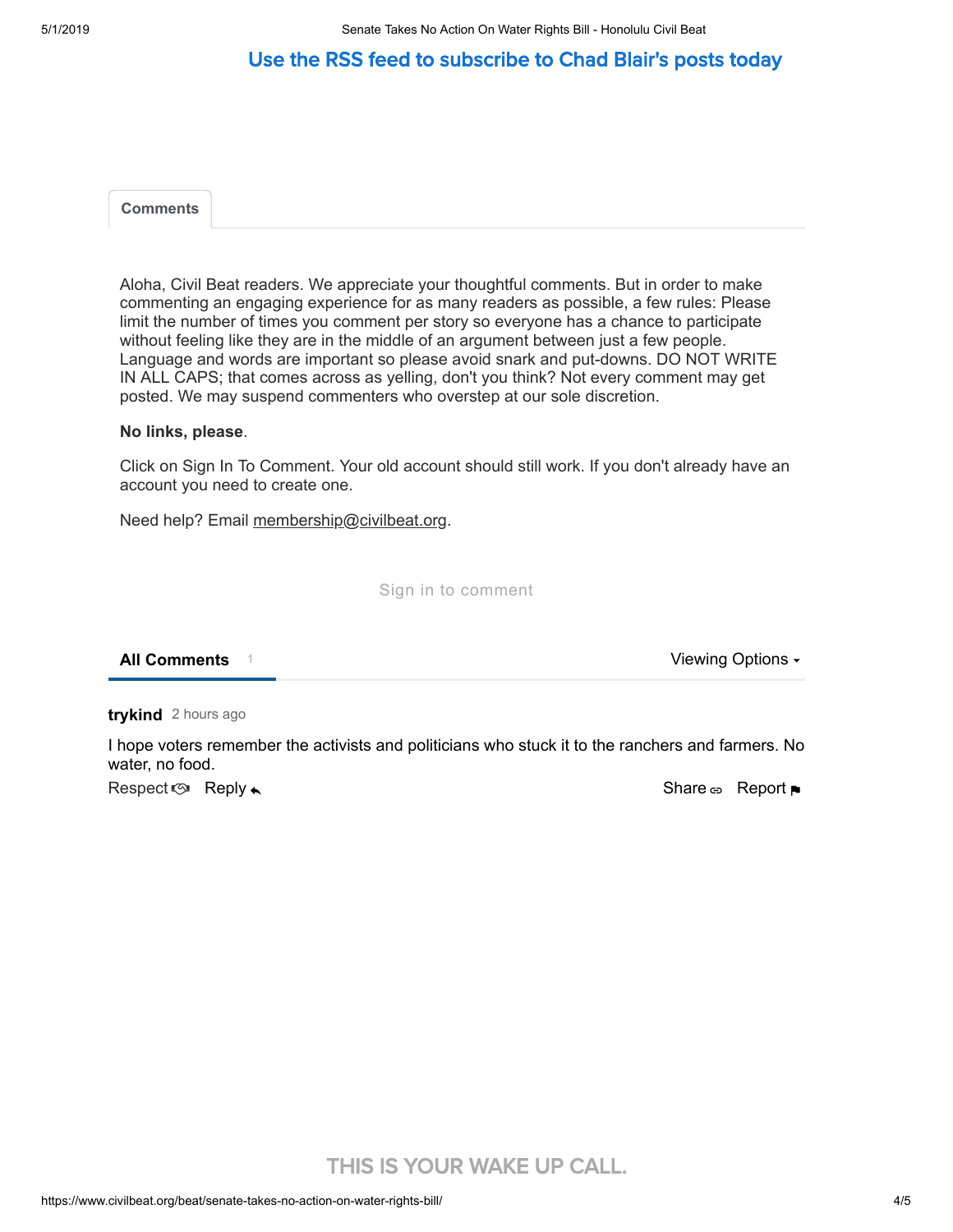Use the RSS feed to subscribe to Chad Blair's posts today

Comments

Aloha, Civil Beat readers. We appreciate your thoughtful comments. But in order to make commenting an engaging experience for as many readers as possible, a few rules: Please limit the number of times you comment per story so everyone has a chance to participate without feeling like they are in the middle of an argument between just a few people. Language and words are important so please avoid snark and put-downs. DO NOT WRITE IN ALL CAPS; that comes across as yelling, don't you think? Not every comment may get posted. We may suspend commenters who overstep at our sole discretion.

**No links, please**.

Click on Sign In To Comment. Your old account should still work. If you don't already have an account you need to create one.

Need help? Email membership@civilbeat.org.

Sign in to comment

**All Comments** 1 Viewing Options

**trykind** 2 hours ago

I hope voters remember the activists and politicians who stuck it to the ranchers and farmers. No water, no food.

Respect Reply Share Report

THIS IS YOUR WAKE UP CALL.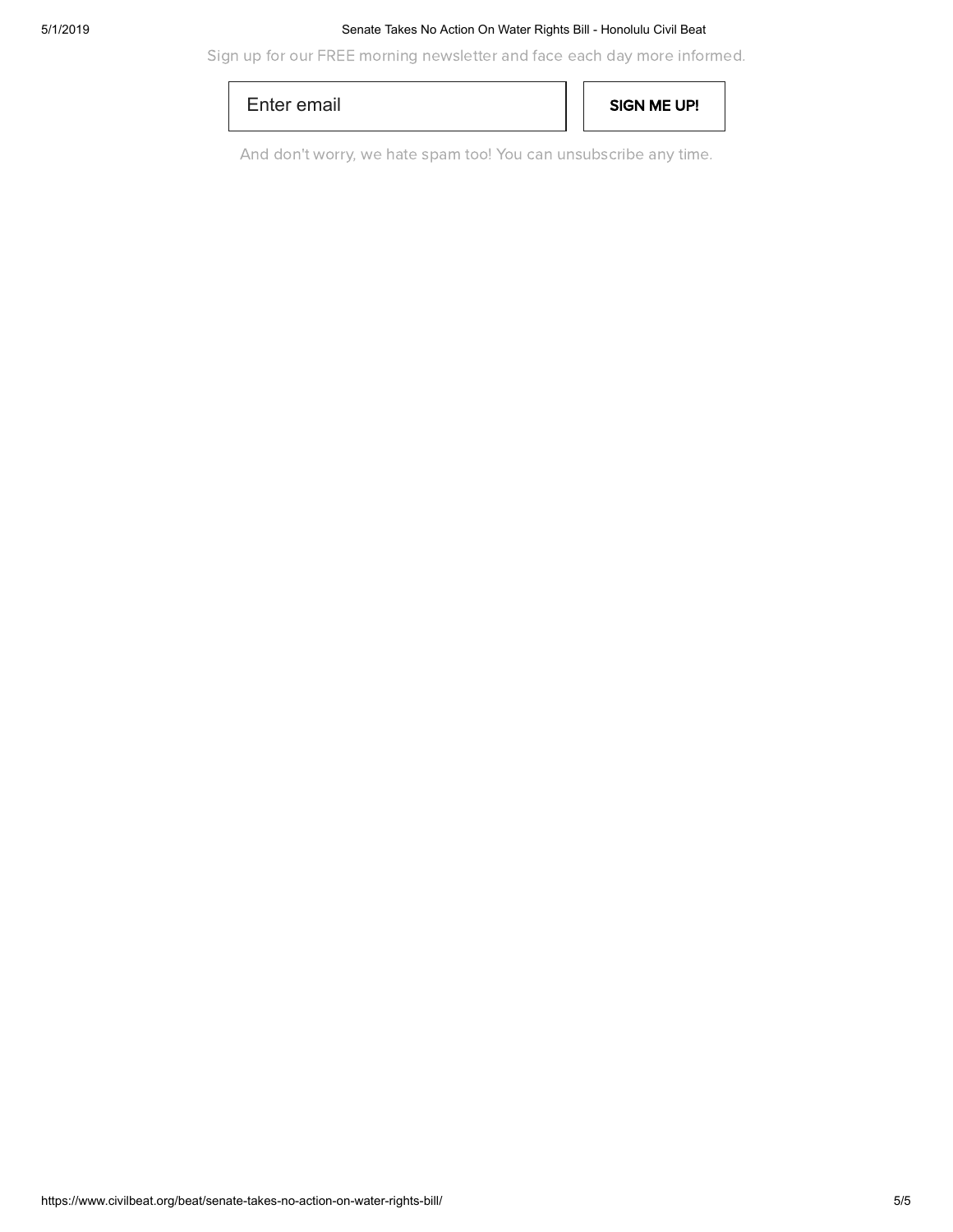Sign up for our FREE morning newsletter and face each day more informed.

Enter email

SIGN ME UP!

And don't worry, we hate spam too! You can unsubscribe any time.